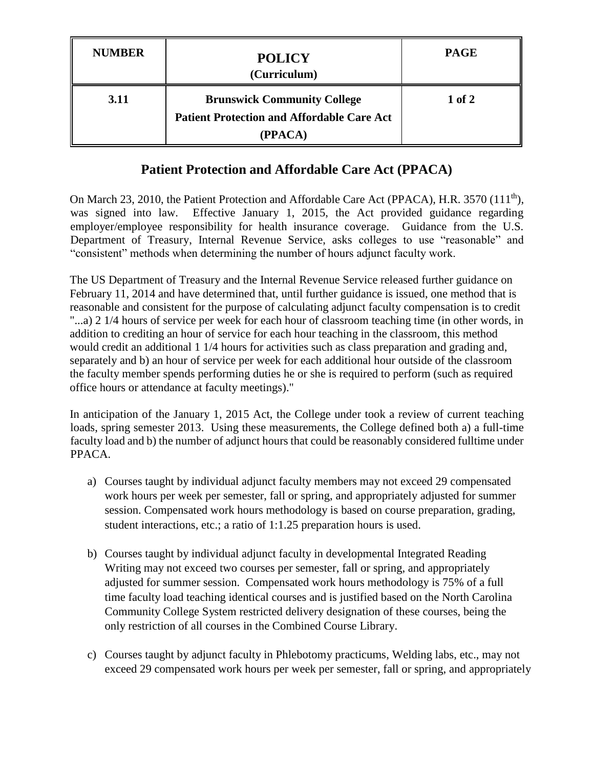| NUMBER | POLICY (Curriculum) | PAGE |
| --- | --- | --- |
| 3.11 | Brunswick Community College Patient Protection and Affordable Care Act (PPACA) | 1 of 2 |

## Patient Protection and Affordable Care Act (PPACA)

On March 23, 2010, the Patient Protection and Affordable Care Act (PPACA), H.R. 3570 (111th), was signed into law. Effective January 1, 2015, the Act provided guidance regarding employer/employee responsibility for health insurance coverage. Guidance from the U.S. Department of Treasury, Internal Revenue Service, asks colleges to use "reasonable" and "consistent" methods when determining the number of hours adjunct faculty work.

The US Department of Treasury and the Internal Revenue Service released further guidance on February 11, 2014 and have determined that, until further guidance is issued, one method that is reasonable and consistent for the purpose of calculating adjunct faculty compensation is to credit "...a) 2 1/4 hours of service per week for each hour of classroom teaching time (in other words, in addition to crediting an hour of service for each hour teaching in the classroom, this method would credit an additional 1 1/4 hours for activities such as class preparation and grading and, separately and b) an hour of service per week for each additional hour outside of the classroom the faculty member spends performing duties he or she is required to perform (such as required office hours or attendance at faculty meetings)."

In anticipation of the January 1, 2015 Act, the College under took a review of current teaching loads, spring semester 2013. Using these measurements, the College defined both a) a full-time faculty load and b) the number of adjunct hours that could be reasonably considered fulltime under PPACA.

a) Courses taught by individual adjunct faculty members may not exceed 29 compensated work hours per week per semester, fall or spring, and appropriately adjusted for summer session. Compensated work hours methodology is based on course preparation, grading, student interactions, etc.; a ratio of 1:1.25 preparation hours is used.

b) Courses taught by individual adjunct faculty in developmental Integrated Reading Writing may not exceed two courses per semester, fall or spring, and appropriately adjusted for summer session. Compensated work hours methodology is 75% of a full time faculty load teaching identical courses and is justified based on the North Carolina Community College System restricted delivery designation of these courses, being the only restriction of all courses in the Combined Course Library.

c) Courses taught by adjunct faculty in Phlebotomy practicums, Welding labs, etc., may not exceed 29 compensated work hours per week per semester, fall or spring, and appropriately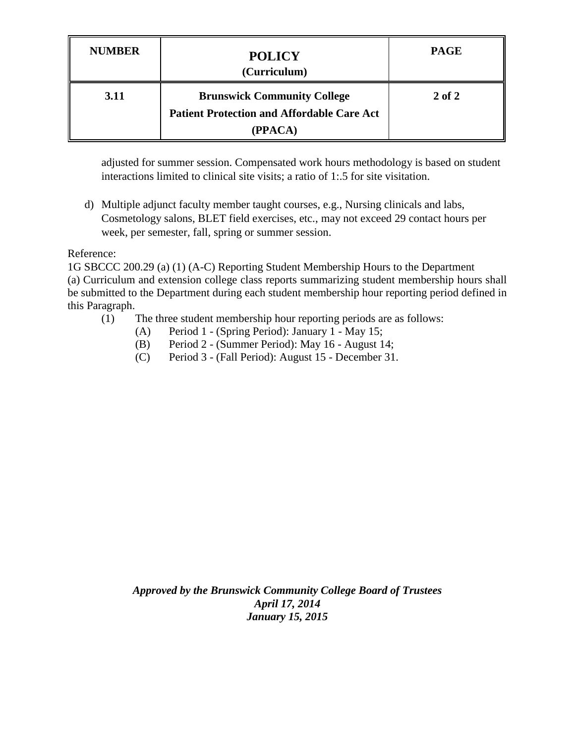adjusted for summer session. Compensated work hours methodology is based on student interactions limited to clinical site visits; a ratio of 1:.5 for site visitation.

d) Multiple adjunct faculty member taught courses, e.g., Nursing clinicals and labs, Cosmetology salons, BLET field exercises, etc., may not exceed 29 contact hours per week, per semester, fall, spring or summer session.

Reference:
1G SBCCC 200.29 (a) (1) (A-C) Reporting Student Membership Hours to the Department
(a) Curriculum and extension college class reports summarizing student membership hours shall be submitted to the Department during each student membership hour reporting period defined in this Paragraph.

(1) The three student membership hour reporting periods are as follows:
   (A) Period 1 - (Spring Period): January 1 - May 15;
   (B) Period 2 - (Summer Period): May 16 - August 14;
   (C) Period 3 - (Fall Period): August 15 - December 31.

***Approved by the Brunswick Community College Board of Trustees***
***April 17, 2014***
***January 15, 2015***